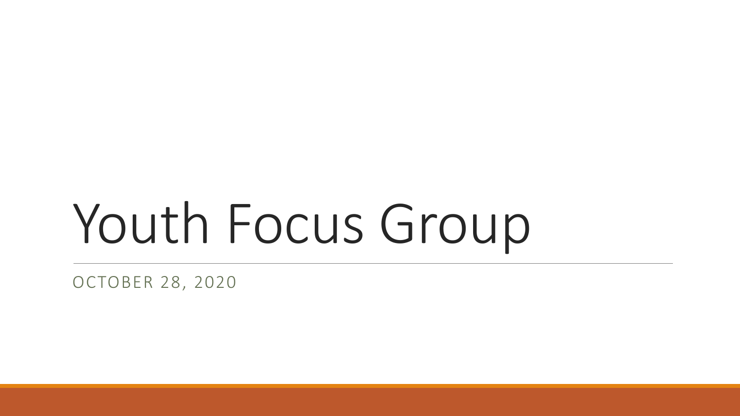# Youth Focus Group

OCTOBER 28, 2020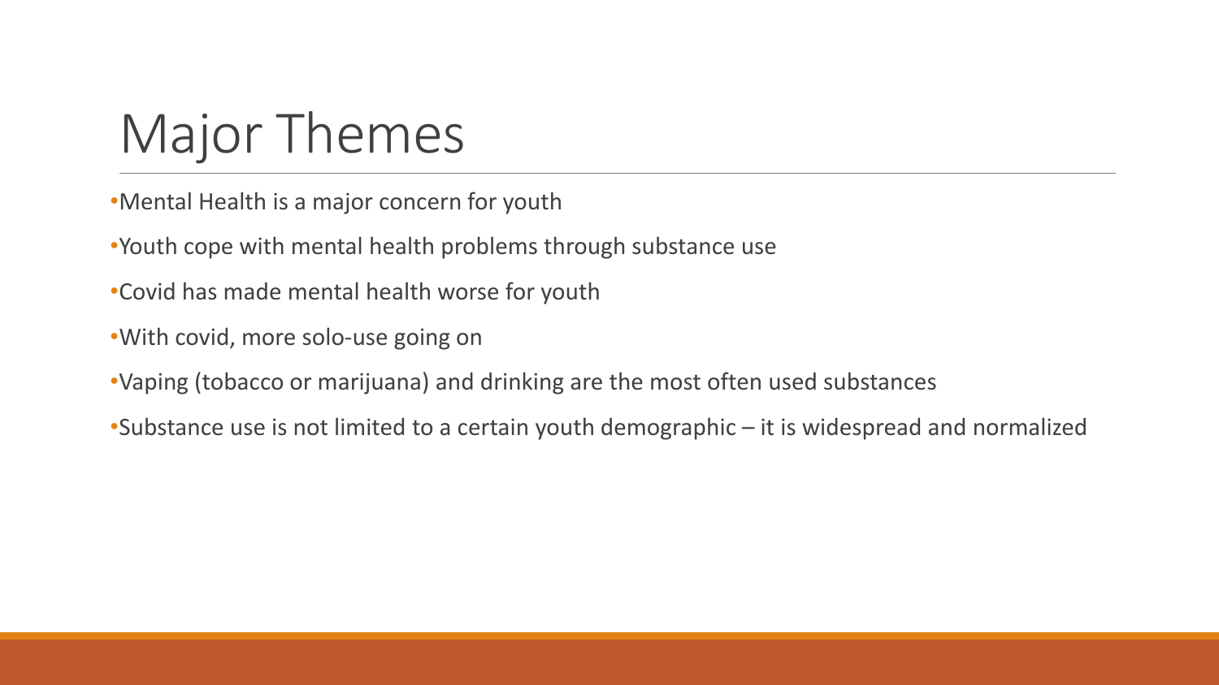# Major Themes

- Mental Health is a major concern for youth
- Youth cope with mental health problems through substance use
- Covid has made mental health worse for youth
- With covid, more solo-use going on
- Vaping (tobacco or marijuana) and drinking are the most often used substances
- Substance use is not limited to a certain youth demographic – it is widespread and normalized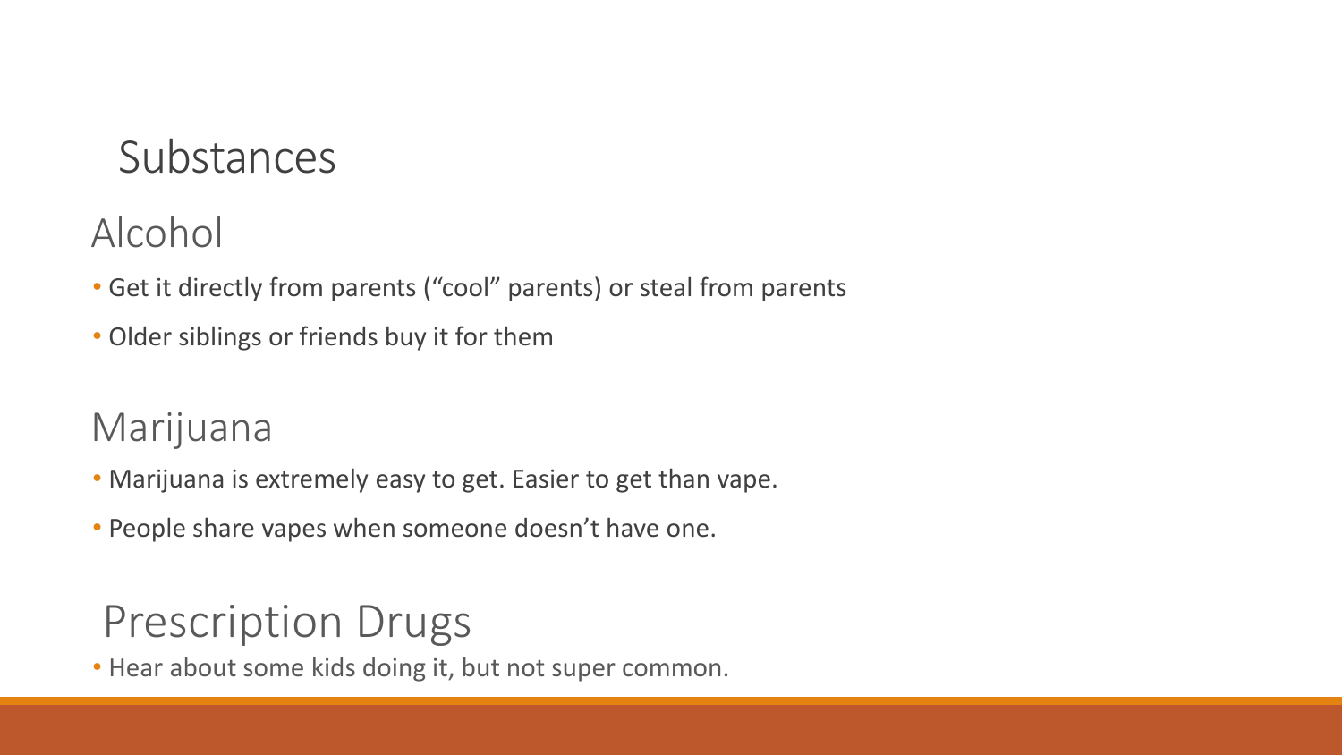# Substances

## Alcohol

- Get it directly from parents ("cool" parents) or steal from parents
- Older siblings or friends buy it for them

## Marijuana

- Marijuana is extremely easy to get. Easier to get than vape.
- People share vapes when someone doesn't have one.

## Prescription Drugs

- Hear about some kids doing it, but not super common.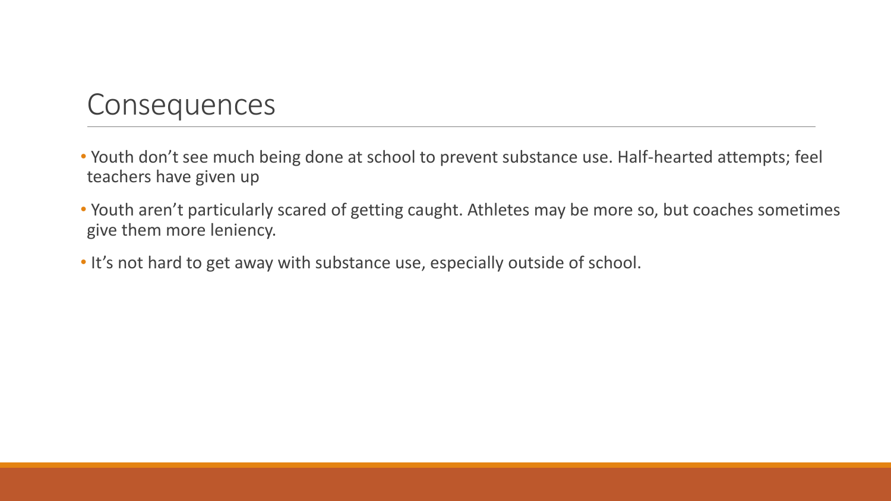# Consequences

- Youth don't see much being done at school to prevent substance use. Half-hearted attempts; feel teachers have given up
- Youth aren't particularly scared of getting caught. Athletes may be more so, but coaches sometimes give them more leniency.
- It's not hard to get away with substance use, especially outside of school.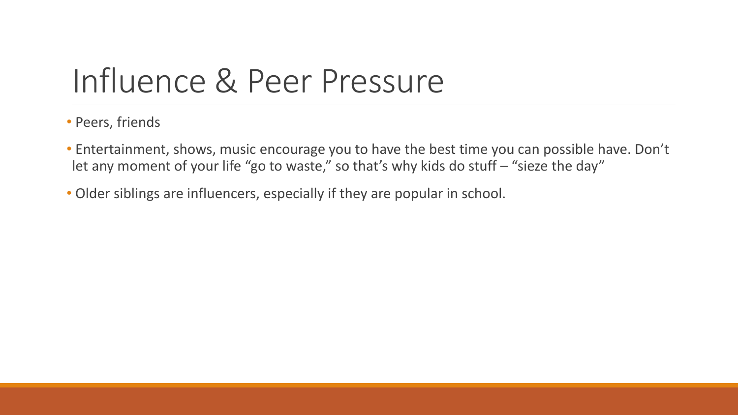# Influence & Peer Pressure

- Peers, friends
- Entertainment, shows, music encourage you to have the best time you can possible have. Don't let any moment of your life "go to waste," so that's why kids do stuff – "sieze the day"
- Older siblings are influencers, especially if they are popular in school.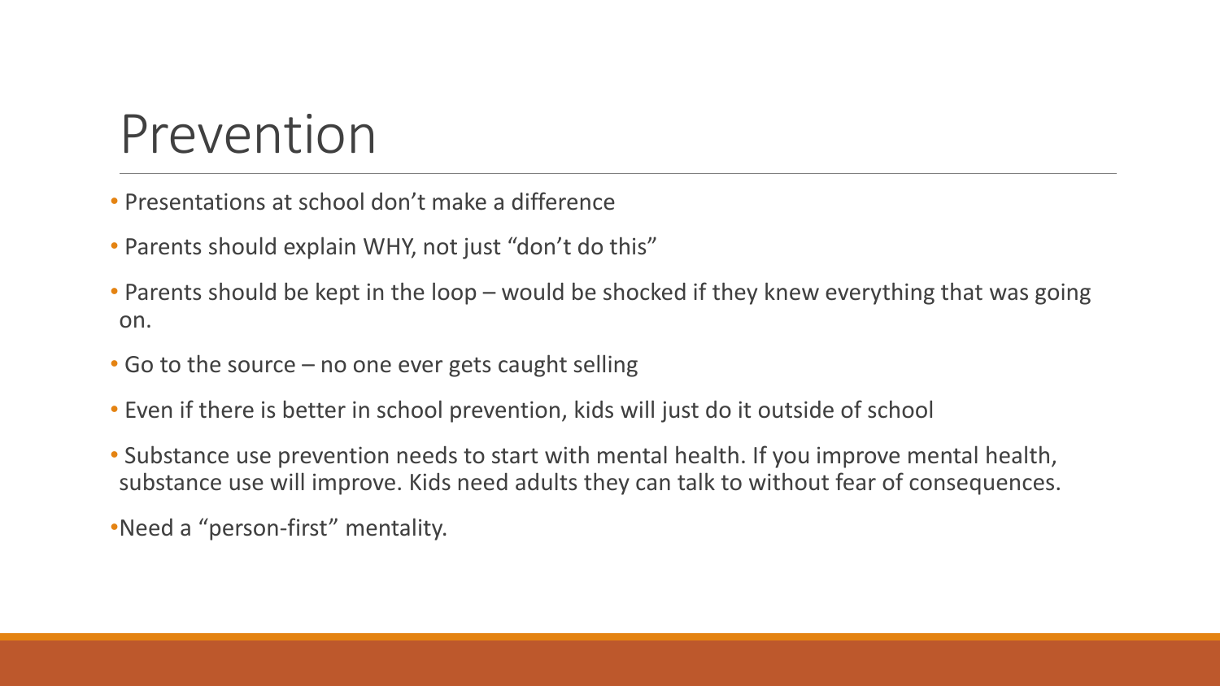# Prevention

- Presentations at school don't make a difference
- Parents should explain WHY, not just "don't do this"
- Parents should be kept in the loop – would be shocked if they knew everything that was going on.
- Go to the source – no one ever gets caught selling
- Even if there is better in school prevention, kids will just do it outside of school
- Substance use prevention needs to start with mental health. If you improve mental health, substance use will improve. Kids need adults they can talk to without fear of consequences.
- Need a "person-first" mentality.